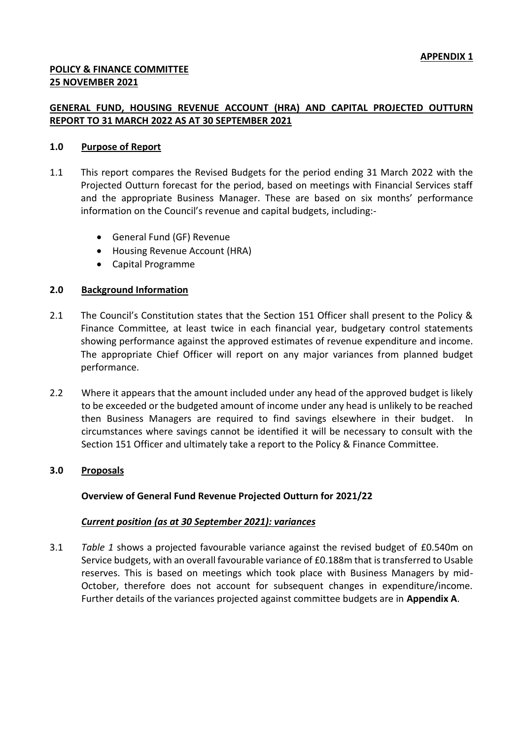**APPENDIX 1**

**POLICY & FINANCE COMMITTEE**
**25 NOVEMBER 2021**

**GENERAL FUND, HOUSING REVENUE ACCOUNT (HRA) AND CAPITAL PROJECTED OUTTURN REPORT TO 31 MARCH 2022 AS AT 30 SEPTEMBER 2021**

## 1.0 Purpose of Report

1.1 This report compares the Revised Budgets for the period ending 31 March 2022 with the Projected Outturn forecast for the period, based on meetings with Financial Services staff and the appropriate Business Manager. These are based on six months' performance information on the Council's revenue and capital budgets, including:-

- General Fund (GF) Revenue
- Housing Revenue Account (HRA)
- Capital Programme

## 2.0 Background Information

2.1 The Council's Constitution states that the Section 151 Officer shall present to the Policy & Finance Committee, at least twice in each financial year, budgetary control statements showing performance against the approved estimates of revenue expenditure and income. The appropriate Chief Officer will report on any major variances from planned budget performance.

2.2 Where it appears that the amount included under any head of the approved budget is likely to be exceeded or the budgeted amount of income under any head is unlikely to be reached then Business Managers are required to find savings elsewhere in their budget. In circumstances where savings cannot be identified it will be necessary to consult with the Section 151 Officer and ultimately take a report to the Policy & Finance Committee.

## 3.0 Proposals

**Overview of General Fund Revenue Projected Outturn for 2021/22**

***Current position (as at 30 September 2021): variances***

3.1 *Table 1* shows a projected favourable variance against the revised budget of £0.540m on Service budgets, with an overall favourable variance of £0.188m that is transferred to Usable reserves. This is based on meetings which took place with Business Managers by mid-October, therefore does not account for subsequent changes in expenditure/income. Further details of the variances projected against committee budgets are in **Appendix A**.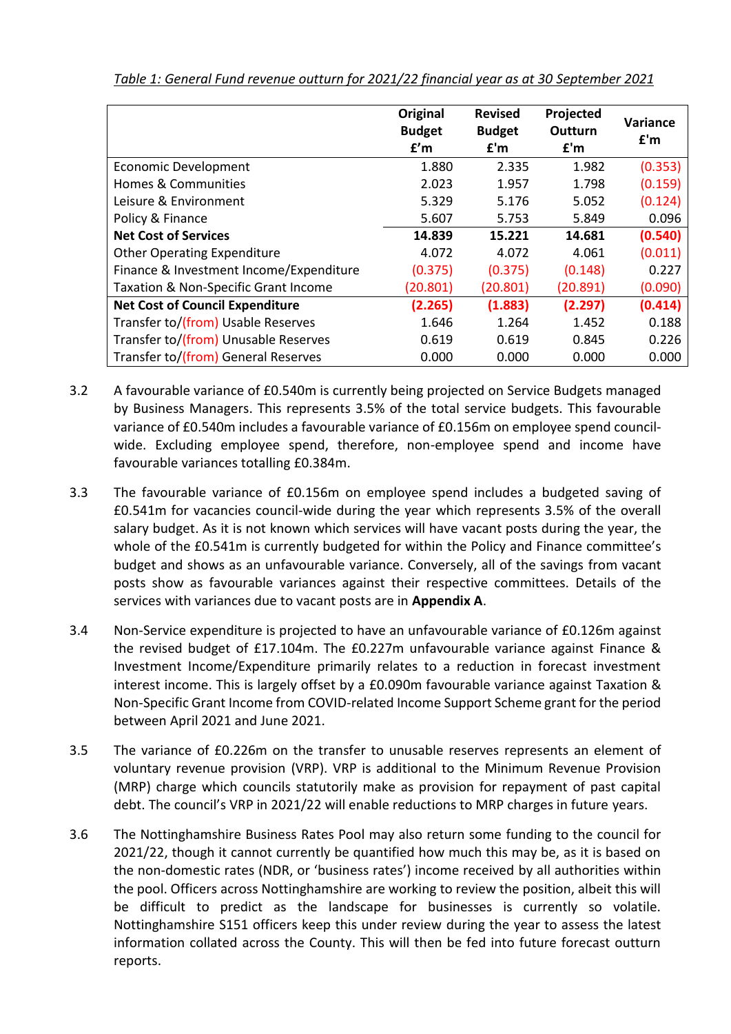*Table 1: General Fund revenue outturn for 2021/22 financial year as at 30 September 2021*

| | Original Budget £'m | Revised Budget £'m | Projected Outturn £'m | Variance £'m |
|---|---|---|---|---|
| Economic Development | 1.880 | 2.335 | 1.982 | (0.353) |
| Homes & Communities | 2.023 | 1.957 | 1.798 | (0.159) |
| Leisure & Environment | 5.329 | 5.176 | 5.052 | (0.124) |
| Policy & Finance | 5.607 | 5.753 | 5.849 | 0.096 |
| **Net Cost of Services** | **14.839** | **15.221** | **14.681** | **(0.540)** |
| Other Operating Expenditure | 4.072 | 4.072 | 4.061 | (0.011) |
| Finance & Investment Income/Expenditure | (0.375) | (0.375) | (0.148) | 0.227 |
| Taxation & Non-Specific Grant Income | (20.801) | (20.801) | (20.891) | (0.090) |
| **Net Cost of Council Expenditure** | **(2.265)** | **(1.883)** | **(2.297)** | **(0.414)** |
| Transfer to/(from) Usable Reserves | 1.646 | 1.264 | 1.452 | 0.188 |
| Transfer to/(from) Unusable Reserves | 0.619 | 0.619 | 0.845 | 0.226 |
| Transfer to/(from) General Reserves | 0.000 | 0.000 | 0.000 | 0.000 |

3.2 A favourable variance of £0.540m is currently being projected on Service Budgets managed by Business Managers. This represents 3.5% of the total service budgets. This favourable variance of £0.540m includes a favourable variance of £0.156m on employee spend council-wide. Excluding employee spend, therefore, non-employee spend and income have favourable variances totalling £0.384m.

3.3 The favourable variance of £0.156m on employee spend includes a budgeted saving of £0.541m for vacancies council-wide during the year which represents 3.5% of the overall salary budget. As it is not known which services will have vacant posts during the year, the whole of the £0.541m is currently budgeted for within the Policy and Finance committee's budget and shows as an unfavourable variance. Conversely, all of the savings from vacant posts show as favourable variances against their respective committees. Details of the services with variances due to vacant posts are in **Appendix A**.

3.4 Non-Service expenditure is projected to have an unfavourable variance of £0.126m against the revised budget of £17.104m. The £0.227m unfavourable variance against Finance & Investment Income/Expenditure primarily relates to a reduction in forecast investment interest income. This is largely offset by a £0.090m favourable variance against Taxation & Non-Specific Grant Income from COVID-related Income Support Scheme grant for the period between April 2021 and June 2021.

3.5 The variance of £0.226m on the transfer to unusable reserves represents an element of voluntary revenue provision (VRP). VRP is additional to the Minimum Revenue Provision (MRP) charge which councils statutorily make as provision for repayment of past capital debt. The council's VRP in 2021/22 will enable reductions to MRP charges in future years.

3.6 The Nottinghamshire Business Rates Pool may also return some funding to the council for 2021/22, though it cannot currently be quantified how much this may be, as it is based on the non-domestic rates (NDR, or 'business rates') income received by all authorities within the pool. Officers across Nottinghamshire are working to review the position, albeit this will be difficult to predict as the landscape for businesses is currently so volatile. Nottinghamshire S151 officers keep this under review during the year to assess the latest information collated across the County. This will then be fed into future forecast outturn reports.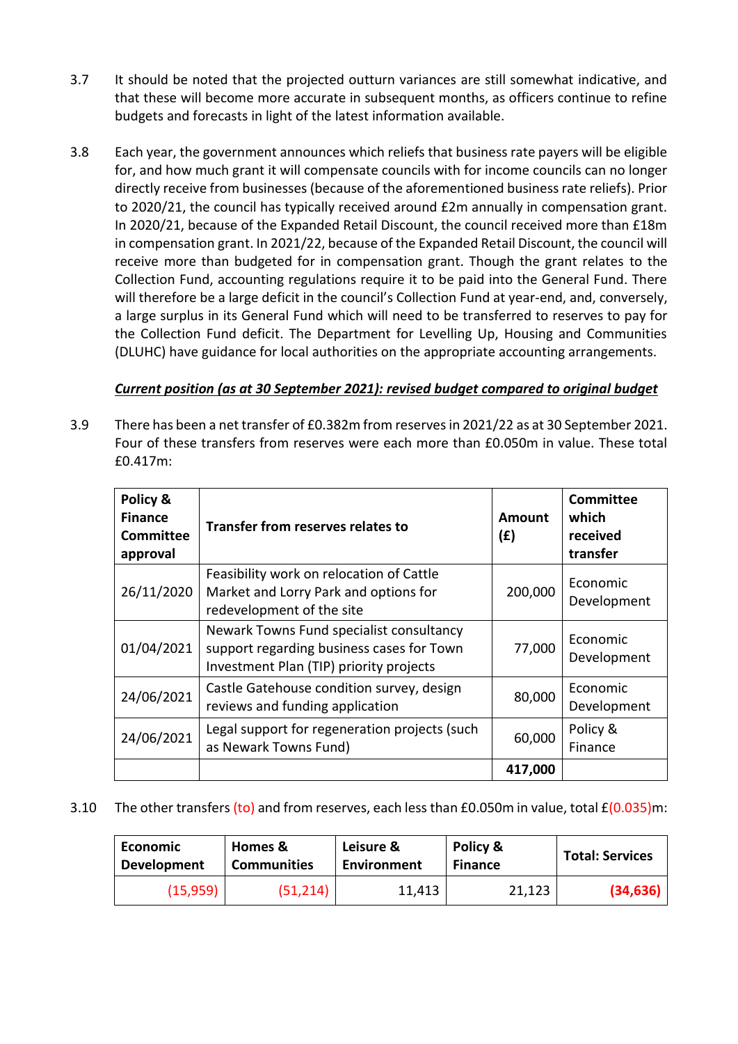3.7 It should be noted that the projected outturn variances are still somewhat indicative, and that these will become more accurate in subsequent months, as officers continue to refine budgets and forecasts in light of the latest information available.

3.8 Each year, the government announces which reliefs that business rate payers will be eligible for, and how much grant it will compensate councils with for income councils can no longer directly receive from businesses (because of the aforementioned business rate reliefs). Prior to 2020/21, the council has typically received around £2m annually in compensation grant. In 2020/21, because of the Expanded Retail Discount, the council received more than £18m in compensation grant. In 2021/22, because of the Expanded Retail Discount, the council will receive more than budgeted for in compensation grant. Though the grant relates to the Collection Fund, accounting regulations require it to be paid into the General Fund. There will therefore be a large deficit in the council's Collection Fund at year-end, and, conversely, a large surplus in its General Fund which will need to be transferred to reserves to pay for the Collection Fund deficit. The Department for Levelling Up, Housing and Communities (DLUHC) have guidance for local authorities on the appropriate accounting arrangements.

***Current position (as at 30 September 2021): revised budget compared to original budget***

3.9 There has been a net transfer of £0.382m from reserves in 2021/22 as at 30 September 2021. Four of these transfers from reserves were each more than £0.050m in value. These total £0.417m:

| Policy & Finance Committee approval | Transfer from reserves relates to | Amount (£) | Committee which received transfer |
|---|---|---|---|
| 26/11/2020 | Feasibility work on relocation of Cattle Market and Lorry Park and options for redevelopment of the site | 200,000 | Economic Development |
| 01/04/2021 | Newark Towns Fund specialist consultancy support regarding business cases for Town Investment Plan (TIP) priority projects | 77,000 | Economic Development |
| 24/06/2021 | Castle Gatehouse condition survey, design reviews and funding application | 80,000 | Economic Development |
| 24/06/2021 | Legal support for regeneration projects (such as Newark Towns Fund) | 60,000 | Policy & Finance |
| | | **417,000** | |

3.10 The other transfers (to) and from reserves, each less than £0.050m in value, total £(0.035)m:

| Economic Development | Homes & Communities | Leisure & Environment | Policy & Finance | Total: Services |
|---|---|---|---|---|
| (15,959) | (51,214) | 11,413 | 21,123 | **(34,636)** |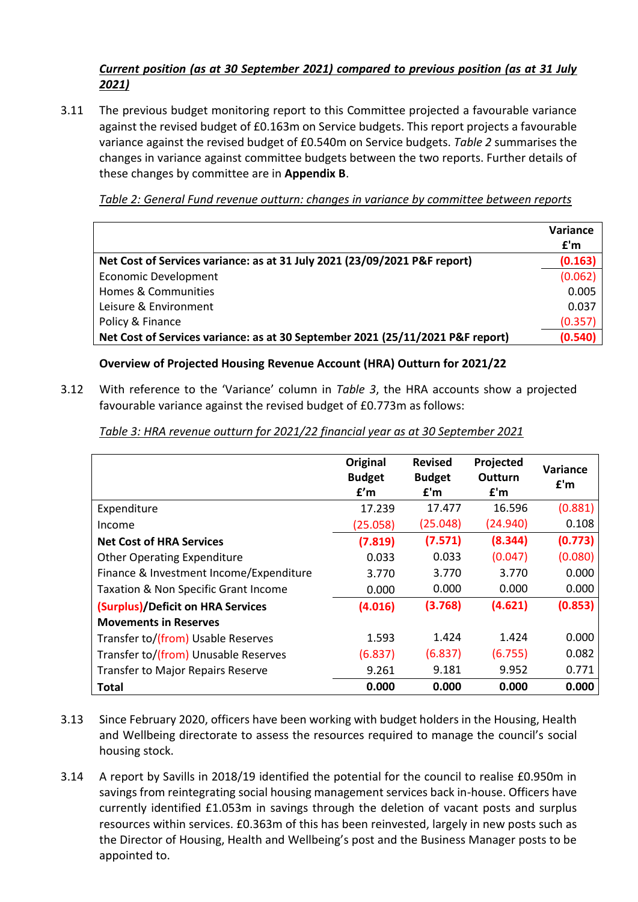***Current position (as at 30 September 2021) compared to previous position (as at 31 July 2021)***

3.11 The previous budget monitoring report to this Committee projected a favourable variance against the revised budget of £0.163m on Service budgets. This report projects a favourable variance against the revised budget of £0.540m on Service budgets. *Table 2* summarises the changes in variance against committee budgets between the two reports. Further details of these changes by committee are in **Appendix B**.

*Table 2: General Fund revenue outturn: changes in variance by committee between reports*

| | **Variance £'m** |
|---|---|
| **Net Cost of Services variance: as at 31 July 2021 (23/09/2021 P&F report)** | **(0.163)** |
| Economic Development | (0.062) |
| Homes & Communities | 0.005 |
| Leisure & Environment | 0.037 |
| Policy & Finance | (0.357) |
| **Net Cost of Services variance: as at 30 September 2021 (25/11/2021 P&F report)** | **(0.540)** |

**Overview of Projected Housing Revenue Account (HRA) Outturn for 2021/22**

3.12 With reference to the 'Variance' column in *Table 3*, the HRA accounts show a projected favourable variance against the revised budget of £0.773m as follows:

*Table 3: HRA revenue outturn for 2021/22 financial year as at 30 September 2021*

| | **Original Budget £'m** | **Revised Budget £'m** | **Projected Outturn £'m** | **Variance £'m** |
|---|---|---|---|---|
| Expenditure | 17.239 | 17.477 | 16.596 | (0.881) |
| Income | (25.058) | (25.048) | (24.940) | 0.108 |
| **Net Cost of HRA Services** | **(7.819)** | **(7.571)** | **(8.344)** | **(0.773)** |
| Other Operating Expenditure | 0.033 | 0.033 | (0.047) | (0.080) |
| Finance & Investment Income/Expenditure | 3.770 | 3.770 | 3.770 | 0.000 |
| Taxation & Non Specific Grant Income | 0.000 | 0.000 | 0.000 | 0.000 |
| **(Surplus)/Deficit on HRA Services** | **(4.016)** | **(3.768)** | **(4.621)** | **(0.853)** |
| **Movements in Reserves** | | | | |
| Transfer to/(from) Usable Reserves | 1.593 | 1.424 | 1.424 | 0.000 |
| Transfer to/(from) Unusable Reserves | (6.837) | (6.837) | (6.755) | 0.082 |
| Transfer to Major Repairs Reserve | 9.261 | 9.181 | 9.952 | 0.771 |
| **Total** | **0.000** | **0.000** | **0.000** | **0.000** |

3.13 Since February 2020, officers have been working with budget holders in the Housing, Health and Wellbeing directorate to assess the resources required to manage the council's social housing stock.

3.14 A report by Savills in 2018/19 identified the potential for the council to realise £0.950m in savings from reintegrating social housing management services back in-house. Officers have currently identified £1.053m in savings through the deletion of vacant posts and surplus resources within services. £0.363m of this has been reinvested, largely in new posts such as the Director of Housing, Health and Wellbeing's post and the Business Manager posts to be appointed to.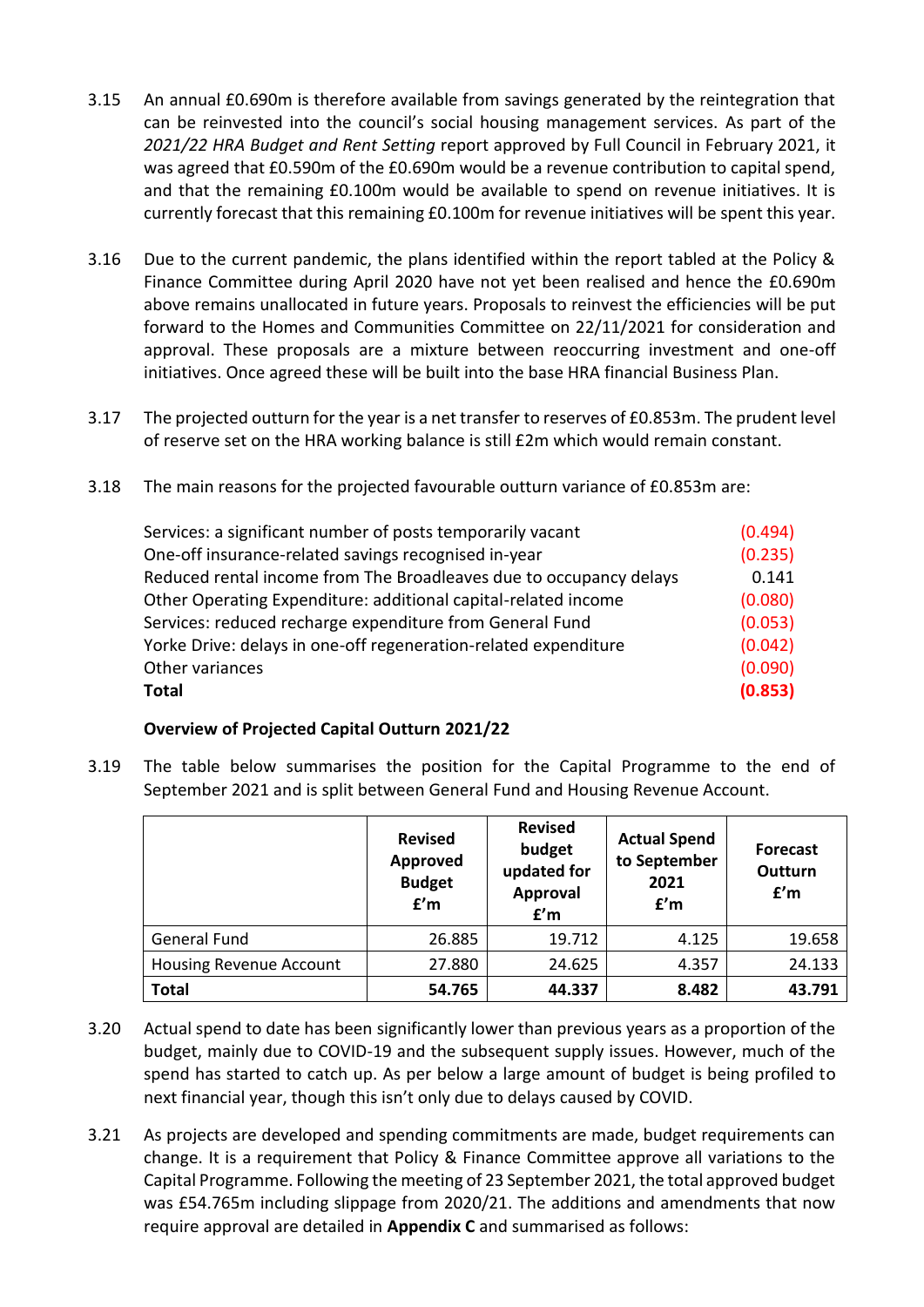3.15 An annual £0.690m is therefore available from savings generated by the reintegration that can be reinvested into the council's social housing management services. As part of the *2021/22 HRA Budget and Rent Setting* report approved by Full Council in February 2021, it was agreed that £0.590m of the £0.690m would be a revenue contribution to capital spend, and that the remaining £0.100m would be available to spend on revenue initiatives. It is currently forecast that this remaining £0.100m for revenue initiatives will be spent this year.

3.16 Due to the current pandemic, the plans identified within the report tabled at the Policy & Finance Committee during April 2020 have not yet been realised and hence the £0.690m above remains unallocated in future years. Proposals to reinvest the efficiencies will be put forward to the Homes and Communities Committee on 22/11/2021 for consideration and approval. These proposals are a mixture between reoccurring investment and one-off initiatives. Once agreed these will be built into the base HRA financial Business Plan.

3.17 The projected outturn for the year is a net transfer to reserves of £0.853m. The prudent level of reserve set on the HRA working balance is still £2m which would remain constant.

3.18 The main reasons for the projected favourable outturn variance of £0.853m are:

| | |
|---|---|
| Services: a significant number of posts temporarily vacant | (0.494) |
| One-off insurance-related savings recognised in-year | (0.235) |
| Reduced rental income from The Broadleaves due to occupancy delays | 0.141 |
| Other Operating Expenditure: additional capital-related income | (0.080) |
| Services: reduced recharge expenditure from General Fund | (0.053) |
| Yorke Drive: delays in one-off regeneration-related expenditure | (0.042) |
| Other variances | (0.090) |
| **Total** | **(0.853)** |

**Overview of Projected Capital Outturn 2021/22**

3.19 The table below summarises the position for the Capital Programme to the end of September 2021 and is split between General Fund and Housing Revenue Account.

| | Revised Approved Budget £'m | Revised budget updated for Approval £'m | Actual Spend to September 2021 £'m | Forecast Outturn £'m |
|---|---|---|---|---|
| General Fund | 26.885 | 19.712 | 4.125 | 19.658 |
| Housing Revenue Account | 27.880 | 24.625 | 4.357 | 24.133 |
| **Total** | **54.765** | **44.337** | **8.482** | **43.791** |

3.20 Actual spend to date has been significantly lower than previous years as a proportion of the budget, mainly due to COVID-19 and the subsequent supply issues. However, much of the spend has started to catch up. As per below a large amount of budget is being profiled to next financial year, though this isn't only due to delays caused by COVID.

3.21 As projects are developed and spending commitments are made, budget requirements can change. It is a requirement that Policy & Finance Committee approve all variations to the Capital Programme. Following the meeting of 23 September 2021, the total approved budget was £54.765m including slippage from 2020/21. The additions and amendments that now require approval are detailed in **Appendix C** and summarised as follows: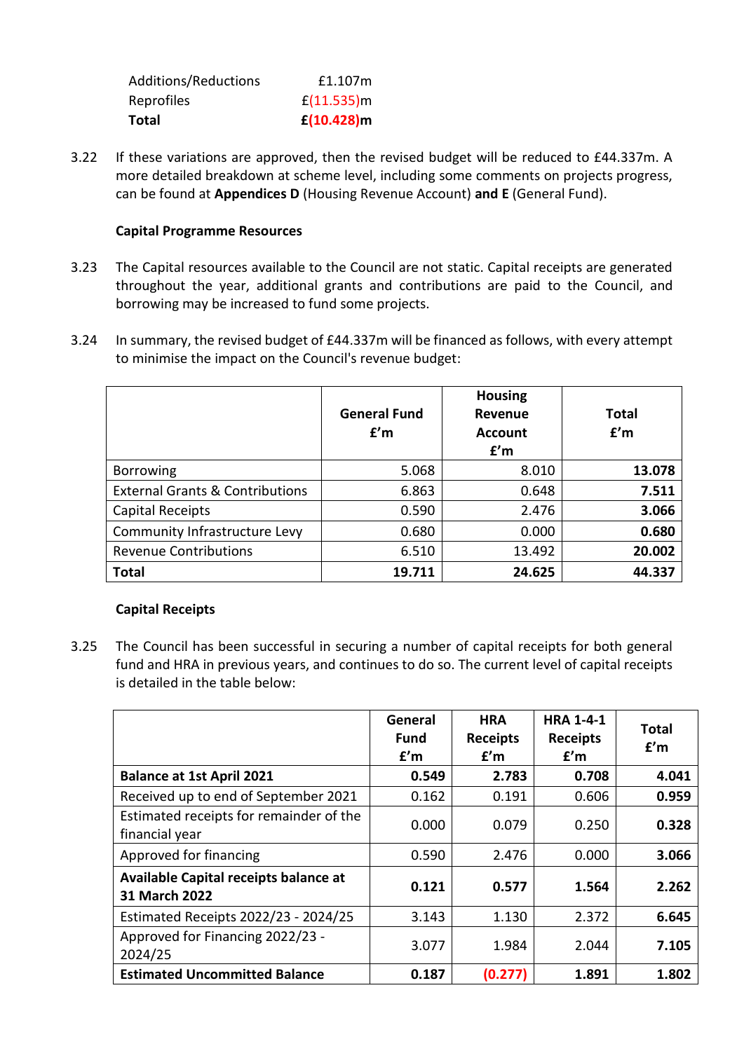| | |
|---|---|
| Additions/Reductions | £1.107m |
| Reprofiles | £(11.535)m |
| **Total** | **£(10.428)m** |

3.22 If these variations are approved, then the revised budget will be reduced to £44.337m. A more detailed breakdown at scheme level, including some comments on projects progress, can be found at **Appendices D** (Housing Revenue Account) **and E** (General Fund).

**Capital Programme Resources**

3.23 The Capital resources available to the Council are not static. Capital receipts are generated throughout the year, additional grants and contributions are paid to the Council, and borrowing may be increased to fund some projects.

3.24 In summary, the revised budget of £44.337m will be financed as follows, with every attempt to minimise the impact on the Council's revenue budget:

| | General Fund £'m | Housing Revenue Account £'m | Total £'m |
|---|---|---|---|
| Borrowing | 5.068 | 8.010 | **13.078** |
| External Grants & Contributions | 6.863 | 0.648 | **7.511** |
| Capital Receipts | 0.590 | 2.476 | **3.066** |
| Community Infrastructure Levy | 0.680 | 0.000 | **0.680** |
| Revenue Contributions | 6.510 | 13.492 | **20.002** |
| **Total** | **19.711** | **24.625** | **44.337** |

**Capital Receipts**

3.25 The Council has been successful in securing a number of capital receipts for both general fund and HRA in previous years, and continues to do so. The current level of capital receipts is detailed in the table below:

| | General Fund £'m | HRA Receipts £'m | HRA 1-4-1 Receipts £'m | Total £'m |
|---|---|---|---|---|
| **Balance at 1st April 2021** | **0.549** | **2.783** | **0.708** | **4.041** |
| Received up to end of September 2021 | 0.162 | 0.191 | 0.606 | **0.959** |
| Estimated receipts for remainder of the financial year | 0.000 | 0.079 | 0.250 | **0.328** |
| Approved for financing | 0.590 | 2.476 | 0.000 | **3.066** |
| **Available Capital receipts balance at 31 March 2022** | **0.121** | **0.577** | **1.564** | **2.262** |
| Estimated Receipts 2022/23 - 2024/25 | 3.143 | 1.130 | 2.372 | **6.645** |
| Approved for Financing 2022/23 - 2024/25 | 3.077 | 1.984 | 2.044 | **7.105** |
| **Estimated Uncommitted Balance** | **0.187** | **(0.277)** | **1.891** | **1.802** |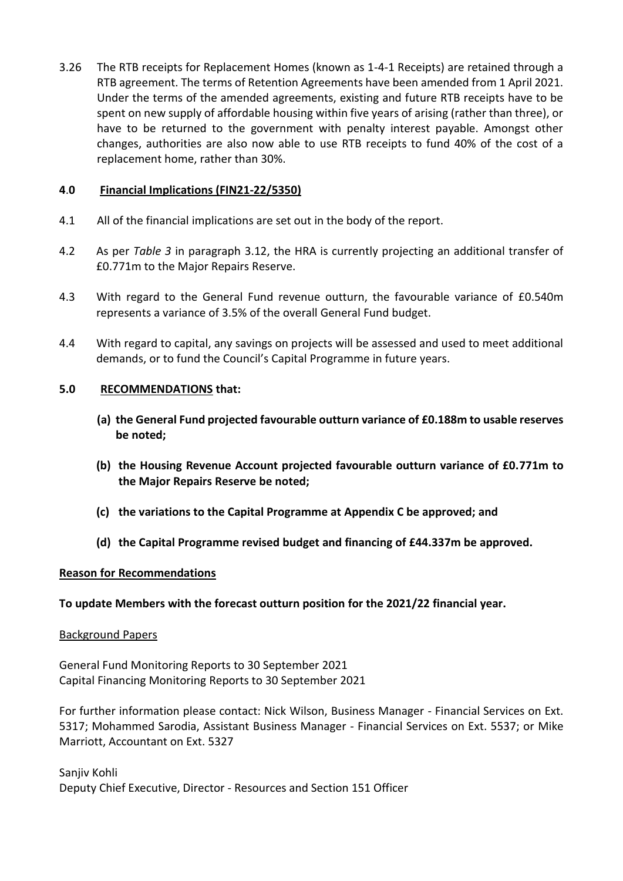3.26 The RTB receipts for Replacement Homes (known as 1-4-1 Receipts) are retained through a RTB agreement. The terms of Retention Agreements have been amended from 1 April 2021. Under the terms of the amended agreements, existing and future RTB receipts have to be spent on new supply of affordable housing within five years of arising (rather than three), or have to be returned to the government with penalty interest payable. Amongst other changes, authorities are also now able to use RTB receipts to fund 40% of the cost of a replacement home, rather than 30%.

## 4.0 Financial Implications (FIN21-22/5350)

4.1 All of the financial implications are set out in the body of the report.

4.2 As per *Table 3* in paragraph 3.12, the HRA is currently projecting an additional transfer of £0.771m to the Major Repairs Reserve.

4.3 With regard to the General Fund revenue outturn, the favourable variance of £0.540m represents a variance of 3.5% of the overall General Fund budget.

4.4 With regard to capital, any savings on projects will be assessed and used to meet additional demands, or to fund the Council's Capital Programme in future years.

## 5.0 RECOMMENDATIONS that:

**(a) the General Fund projected favourable outturn variance of £0.188m to usable reserves be noted;**

**(b) the Housing Revenue Account projected favourable outturn variance of £0.771m to the Major Repairs Reserve be noted;**

**(c) the variations to the Capital Programme at Appendix C be approved; and**

**(d) the Capital Programme revised budget and financing of £44.337m be approved.**

**Reason for Recommendations**

**To update Members with the forecast outturn position for the 2021/22 financial year.**

Background Papers

General Fund Monitoring Reports to 30 September 2021
Capital Financing Monitoring Reports to 30 September 2021

For further information please contact: Nick Wilson, Business Manager - Financial Services on Ext. 5317; Mohammed Sarodia, Assistant Business Manager - Financial Services on Ext. 5537; or Mike Marriott, Accountant on Ext. 5327

Sanjiv Kohli
Deputy Chief Executive, Director - Resources and Section 151 Officer